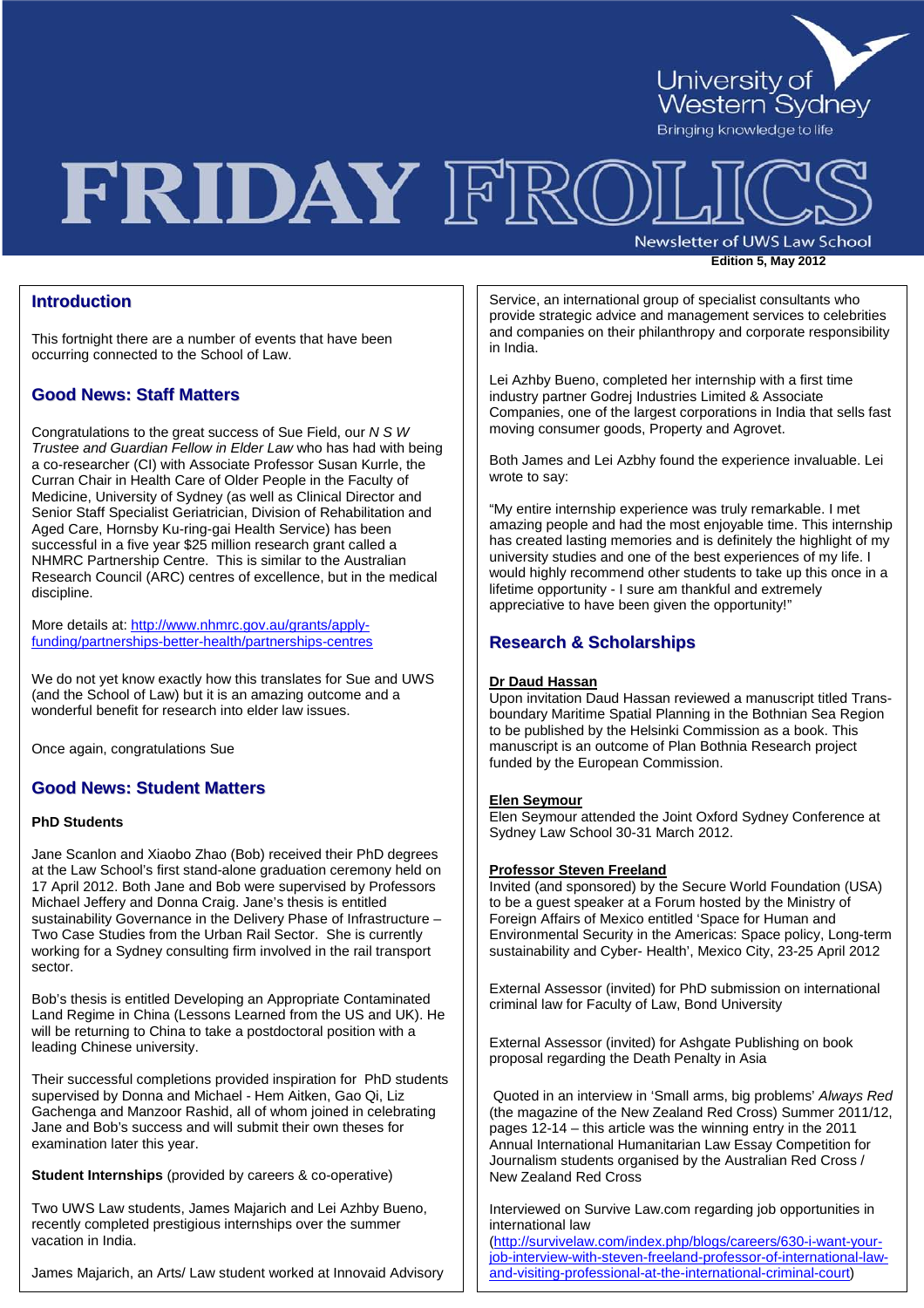# FRIDAY FROLICS

University of Western Sydney
Bringing knowledge to life

Newsletter of UWS Law School

**Edition 5, May 2012**

## Introduction

This fortnight there are a number of events that have been occurring connected to the School of Law.

## Good News: Staff Matters

Congratulations to the great success of Sue Field, our *N S W Trustee and Guardian Fellow in Elder Law* who has had with being a co-researcher (CI) with Associate Professor Susan Kurrle, the Curran Chair in Health Care of Older People in the Faculty of Medicine, University of Sydney (as well as Clinical Director and Senior Staff Specialist Geriatrician, Division of Rehabilitation and Aged Care, Hornsby Ku-ring-gai Health Service) has been successful in a five year $25 million research grant called a NHMRC Partnership Centre. This is similar to the Australian Research Council (ARC) centres of excellence, but in the medical discipline.

More details at: [http://www.nhmrc.gov.au/grants/apply-funding/partnerships-better-health/partnerships-centres](http://www.nhmrc.gov.au/grants/apply-funding/partnerships-better-health/partnerships-centres)

We do not yet know exactly how this translates for Sue and UWS (and the School of Law) but it is an amazing outcome and a wonderful benefit for research into elder law issues.

Once again, congratulations Sue

## Good News: Student Matters

**PhD Students**

Jane Scanlon and Xiaobo Zhao (Bob) received their PhD degrees at the Law School's first stand-alone graduation ceremony held on 17 April 2012. Both Jane and Bob were supervised by Professors Michael Jeffery and Donna Craig. Jane's thesis is entitled sustainability Governance in the Delivery Phase of Infrastructure – Two Case Studies from the Urban Rail Sector. She is currently working for a Sydney consulting firm involved in the rail transport sector.

Bob's thesis is entitled Developing an Appropriate Contaminated Land Regime in China (Lessons Learned from the US and UK). He will be returning to China to take a postdoctoral position with a leading Chinese university.

Their successful completions provided inspiration for PhD students supervised by Donna and Michael - Hem Aitken, Gao Qi, Liz Gachenga and Manzoor Rashid, all of whom joined in celebrating Jane and Bob's success and will submit their own theses for examination later this year.

**Student Internships** (provided by careers & co-operative)

Two UWS Law students, James Majarich and Lei Azhby Bueno, recently completed prestigious internships over the summer vacation in India.

James Majarich, an Arts/ Law student worked at Innovaid Advisory Service, an international group of specialist consultants who provide strategic advice and management services to celebrities and companies on their philanthropy and corporate responsibility in India.

Lei Azhby Bueno, completed her internship with a first time industry partner Godrej Industries Limited & Associate Companies, one of the largest corporations in India that sells fast moving consumer goods, Property and Agrovet.

Both James and Lei Azhby found the experience invaluable. Lei wrote to say:

"My entire internship experience was truly remarkable. I met amazing people and had the most enjoyable time. This internship has created lasting memories and is definitely the highlight of my university studies and one of the best experiences of my life. I would highly recommend other students to take up this once in a lifetime opportunity - I sure am thankful and extremely appreciative to have been given the opportunity!"

## Research & Scholarships

**Dr Daud Hassan**

Upon invitation Daud Hassan reviewed a manuscript titled Trans-boundary Maritime Spatial Planning in the Bothnian Sea Region to be published by the Helsinki Commission as a book. This manuscript is an outcome of Plan Bothnia Research project funded by the European Commission.

**Elen Seymour**

Elen Seymour attended the Joint Oxford Sydney Conference at Sydney Law School 30-31 March 2012.

**Professor Steven Freeland**

Invited (and sponsored) by the Secure World Foundation (USA) to be a guest speaker at a Forum hosted by the Ministry of Foreign Affairs of Mexico entitled 'Space for Human and Environmental Security in the Americas: Space policy, Long-term sustainability and Cyber- Health', Mexico City, 23-25 April 2012

External Assessor (invited) for PhD submission on international criminal law for Faculty of Law, Bond University

External Assessor (invited) for Ashgate Publishing on book proposal regarding the Death Penalty in Asia

Quoted in an interview in 'Small arms, big problems' *Always Red* (the magazine of the New Zealand Red Cross) Summer 2011/12, pages 12-14 – this article was the winning entry in the 2011 Annual International Humanitarian Law Essay Competition for Journalism students organised by the Australian Red Cross / New Zealand Red Cross

Interviewed on Survive Law.com regarding job opportunities in international law ([http://survivelaw.com/index.php/blogs/careers/630-i-want-your-job-interview-with-steven-freeland-professor-of-international-law-and-visiting-professional-at-the-international-criminal-court](http://survivelaw.com/index.php/blogs/careers/630-i-want-your-job-interview-with-steven-freeland-professor-of-international-law-and-visiting-professional-at-the-international-criminal-court))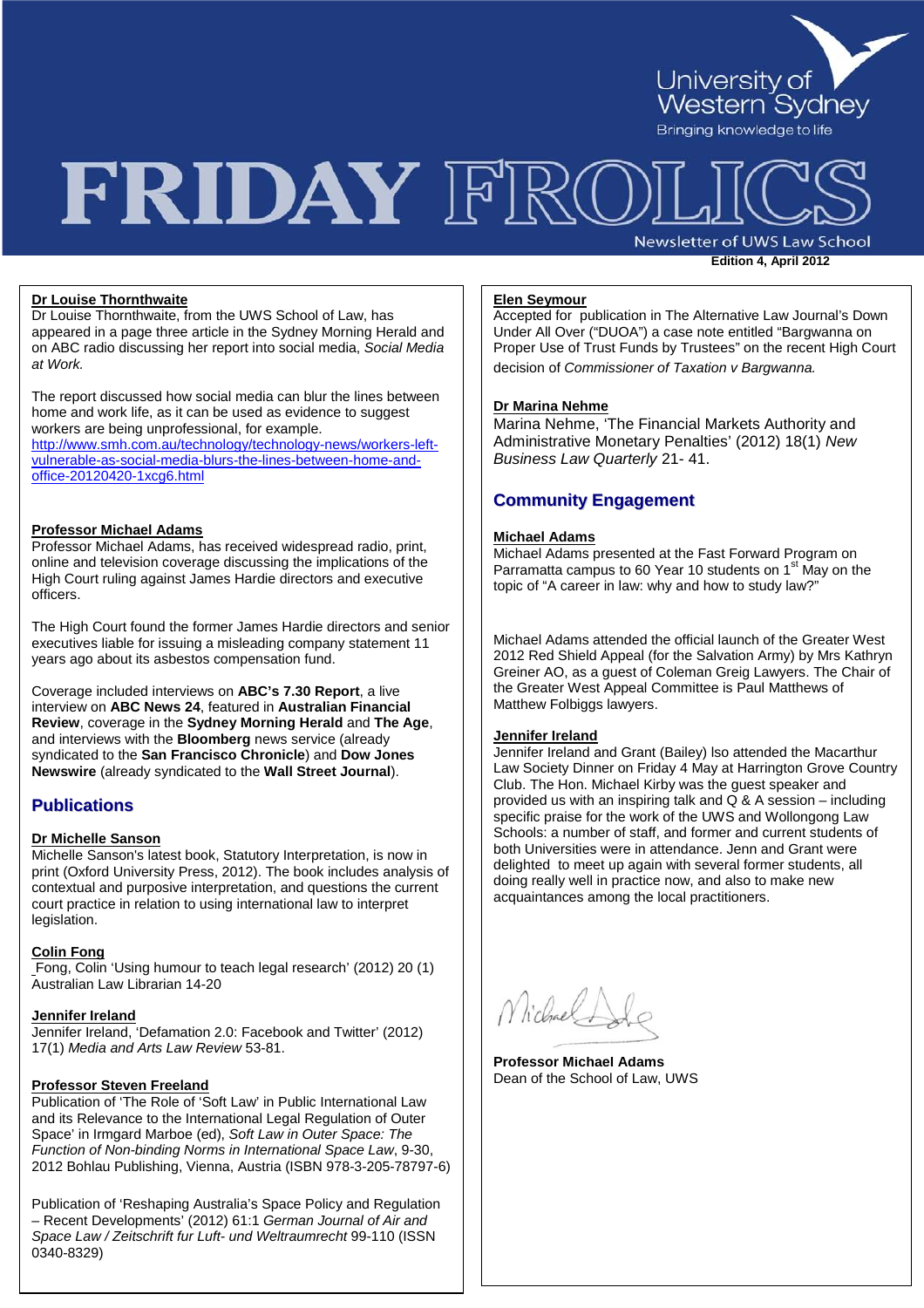# FRIDAY FROLICS

University of Western Sydney
Bringing knowledge to life

Newsletter of UWS Law School

**Edition 4, April 2012**

**Dr Louise Thornthwaite**

Dr Louise Thornthwaite, from the UWS School of Law, has appeared in a page three article in the Sydney Morning Herald and on ABC radio discussing her report into social media, *Social Media at Work.*

The report discussed how social media can blur the lines between home and work life, as it can be used as evidence to suggest workers are being unprofessional, for example. http://www.smh.com.au/technology/technology-news/workers-left-vulnerable-as-social-media-blurs-the-lines-between-home-and-office-20120420-1xcg6.html

**Professor Michael Adams**

Professor Michael Adams, has received widespread radio, print, online and television coverage discussing the implications of the High Court ruling against James Hardie directors and executive officers.

The High Court found the former James Hardie directors and senior executives liable for issuing a misleading company statement 11 years ago about its asbestos compensation fund.

Coverage included interviews on **ABC's 7.30 Report**, a live interview on **ABC News 24**, featured in **Australian Financial Review**, coverage in the **Sydney Morning Herald** and **The Age**, and interviews with the **Bloomberg** news service (already syndicated to the **San Francisco Chronicle**) and **Dow Jones Newswire** (already syndicated to the **Wall Street Journal**).

## Publications

**Dr Michelle Sanson**

Michelle Sanson's latest book, Statutory Interpretation, is now in print (Oxford University Press, 2012). The book includes analysis of contextual and purposive interpretation, and questions the current court practice in relation to using international law to interpret legislation.

**Colin Fong**

Fong, Colin 'Using humour to teach legal research' (2012) 20 (1) Australian Law Librarian 14-20

**Jennifer Ireland**

Jennifer Ireland, 'Defamation 2.0: Facebook and Twitter' (2012) 17(1) *Media and Arts Law Review* 53-81.

**Professor Steven Freeland**

Publication of 'The Role of 'Soft Law' in Public International Law and its Relevance to the International Legal Regulation of Outer Space' in Irmgard Marboe (ed), *Soft Law in Outer Space: The Function of Non-binding Norms in International Space Law*, 9-30, 2012 Bohlau Publishing, Vienna, Austria (ISBN 978-3-205-78797-6)

Publication of 'Reshaping Australia's Space Policy and Regulation – Recent Developments' (2012) 61:1 *German Journal of Air and Space Law / Zeitschrift fur Luft- und Weltraumrecht* 99-110 (ISSN 0340-8329)

**Elen Seymour**

Accepted for publication in The Alternative Law Journal's Down Under All Over ("DUOA") a case note entitled "Bargwanna on Proper Use of Trust Funds by Trustees" on the recent High Court decision of *Commissioner of Taxation v Bargwanna.*

**Dr Marina Nehme**

Marina Nehme, 'The Financial Markets Authority and Administrative Monetary Penalties' (2012) 18(1) *New Business Law Quarterly* 21- 41.

## Community Engagement

**Michael Adams**

Michael Adams presented at the Fast Forward Program on Parramatta campus to 60 Year 10 students on 1st May on the topic of "A career in law: why and how to study law?"

Michael Adams attended the official launch of the Greater West 2012 Red Shield Appeal (for the Salvation Army) by Mrs Kathryn Greiner AO, as a guest of Coleman Greig Lawyers. The Chair of the Greater West Appeal Committee is Paul Matthews of Matthew Folbiggs lawyers.

**Jennifer Ireland**

Jennifer Ireland and Grant (Bailey) lso attended the Macarthur Law Society Dinner on Friday 4 May at Harrington Grove Country Club. The Hon. Michael Kirby was the guest speaker and provided us with an inspiring talk and Q & A session – including specific praise for the work of the UWS and Wollongong Law Schools: a number of staff, and former and current students of both Universities were in attendance. Jenn and Grant were delighted to meet up again with several former students, all doing really well in practice now, and also to make new acquaintances among the local practitioners.

**Professor Michael Adams**
Dean of the School of Law, UWS